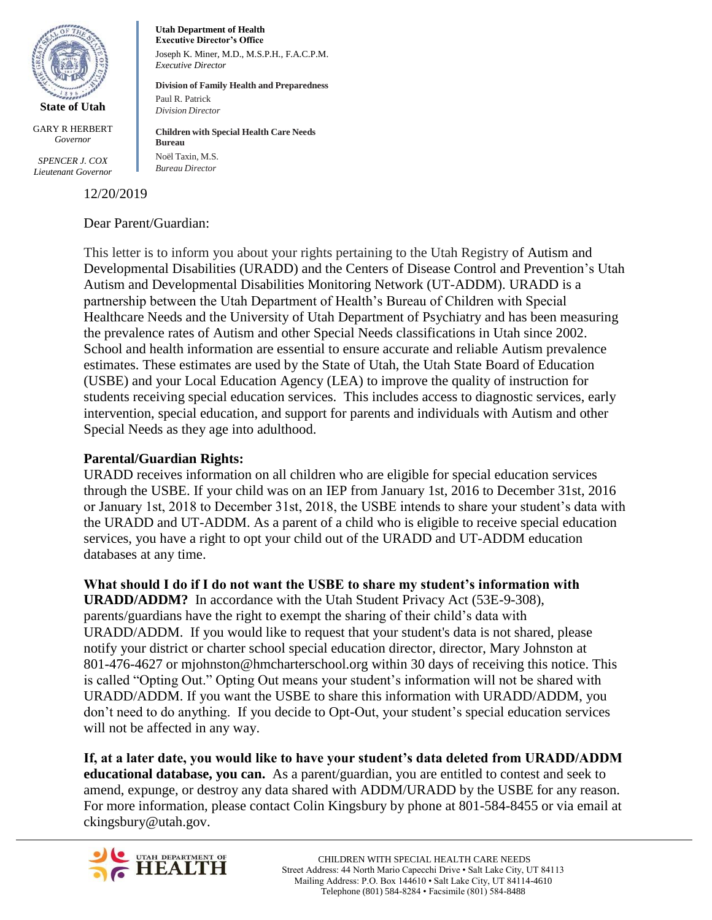**State of Utah**

GARY R HERBERT
*Governor*

*SPENCER J. COX*
*Lieutenant Governor*

**Utah Department of Health**
**Executive Director's Office**
Joseph K. Miner, M.D., M.S.P.H., F.A.C.P.M.
*Executive Director*

**Division of Family Health and Preparedness**
Paul R. Patrick
*Division Director*

**Children with Special Health Care Needs Bureau**
Noël Taxin, M.S.
*Bureau Director*

12/20/2019

Dear Parent/Guardian:

This letter is to inform you about your rights pertaining to the Utah Registry of Autism and Developmental Disabilities (URADD) and the Centers of Disease Control and Prevention's Utah Autism and Developmental Disabilities Monitoring Network (UT-ADDM). URADD is a partnership between the Utah Department of Health's Bureau of Children with Special Healthcare Needs and the University of Utah Department of Psychiatry and has been measuring the prevalence rates of Autism and other Special Needs classifications in Utah since 2002. School and health information are essential to ensure accurate and reliable Autism prevalence estimates. These estimates are used by the State of Utah, the Utah State Board of Education (USBE) and your Local Education Agency (LEA) to improve the quality of instruction for students receiving special education services. This includes access to diagnostic services, early intervention, special education, and support for parents and individuals with Autism and other Special Needs as they age into adulthood.

**Parental/Guardian Rights:**

URADD receives information on all children who are eligible for special education services through the USBE. If your child was on an IEP from January 1st, 2016 to December 31st, 2016 or January 1st, 2018 to December 31st, 2018, the USBE intends to share your student's data with the URADD and UT-ADDM. As a parent of a child who is eligible to receive special education services, you have a right to opt your child out of the URADD and UT-ADDM education databases at any time.

**What should I do if I do not want the USBE to share my student's information with URADD/ADDM?** In accordance with the Utah Student Privacy Act (53E-9-308), parents/guardians have the right to exempt the sharing of their child's data with URADD/ADDM. If you would like to request that your student's data is not shared, please notify your district or charter school special education director, director, Mary Johnston at 801-476-4627 or mjohnston@hmcharterschool.org within 30 days of receiving this notice. This is called "Opting Out." Opting Out means your student's information will not be shared with URADD/ADDM. If you want the USBE to share this information with URADD/ADDM, you don't need to do anything. If you decide to Opt-Out, your student's special education services will not be affected in any way.

**If, at a later date, you would like to have your student's data deleted from URADD/ADDM educational database, you can.** As a parent/guardian, you are entitled to contest and seek to amend, expunge, or destroy any data shared with ADDM/URADD by the USBE for any reason. For more information, please contact Colin Kingsbury by phone at 801-584-8455 or via email at ckingsbury@utah.gov.

UTAH DEPARTMENT OF HEALTH

CHILDREN WITH SPECIAL HEALTH CARE NEEDS
Street Address: 44 North Mario Capecchi Drive • Salt Lake City, UT 84113
Mailing Address: P.O. Box 144610 • Salt Lake City, UT 84114-4610
Telephone (801) 584-8284 • Facsimile (801) 584-8488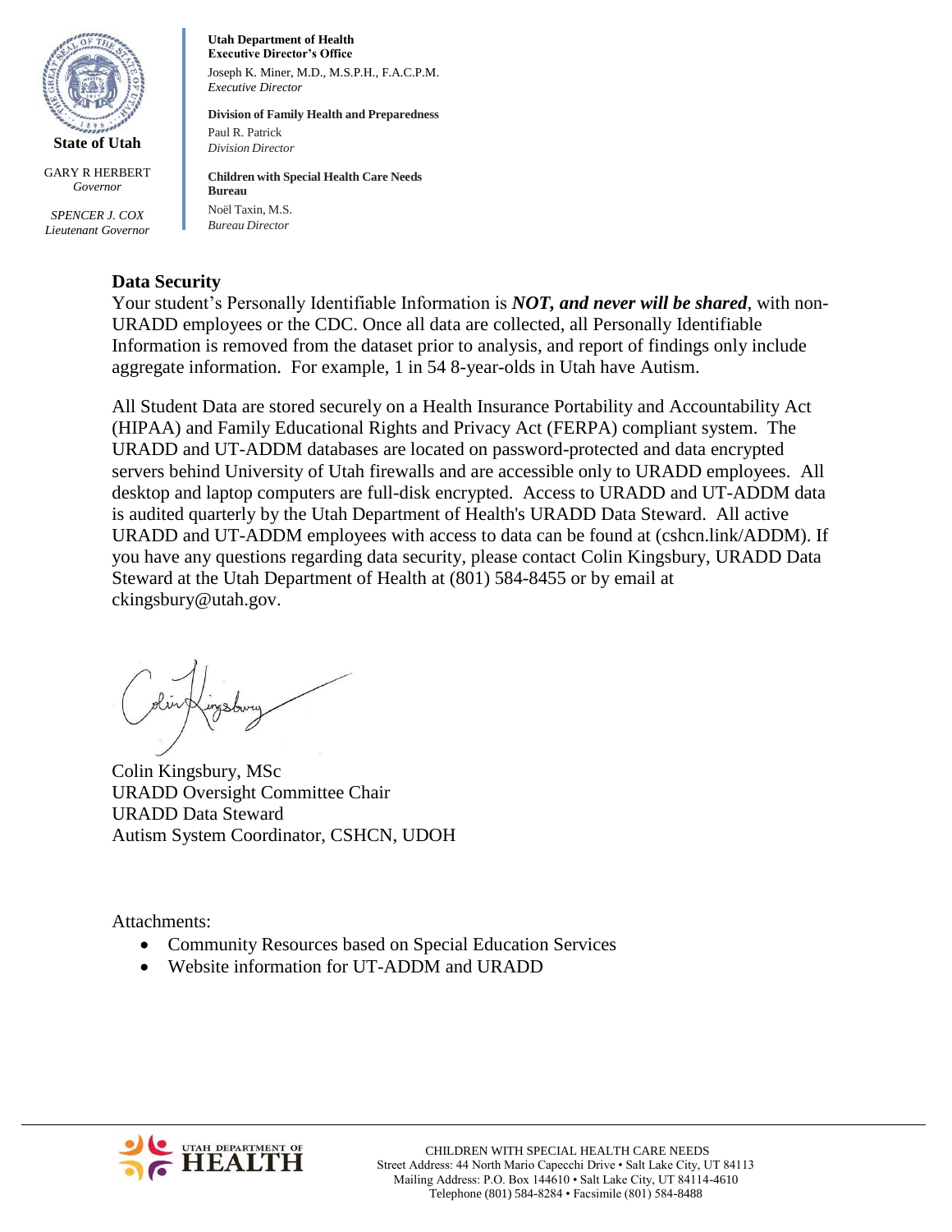State of Utah

GARY R HERBERT
*Governor*

*SPENCER J. COX*
*Lieutenant Governor*

**Utah Department of Health**
**Executive Director's Office**
Joseph K. Miner, M.D., M.S.P.H., F.A.C.P.M.
*Executive Director*

**Division of Family Health and Preparedness**
Paul R. Patrick
*Division Director*

**Children with Special Health Care Needs Bureau**
Noël Taxin, M.S.
*Bureau Director*

## Data Security

Your student's Personally Identifiable Information is ***NOT, and never will be shared***, with non-URADD employees or the CDC. Once all data are collected, all Personally Identifiable Information is removed from the dataset prior to analysis, and report of findings only include aggregate information. For example, 1 in 54 8-year-olds in Utah have Autism.

All Student Data are stored securely on a Health Insurance Portability and Accountability Act (HIPAA) and Family Educational Rights and Privacy Act (FERPA) compliant system. The URADD and UT-ADDM databases are located on password-protected and data encrypted servers behind University of Utah firewalls and are accessible only to URADD employees. All desktop and laptop computers are full-disk encrypted. Access to URADD and UT-ADDM data is audited quarterly by the Utah Department of Health's URADD Data Steward. All active URADD and UT-ADDM employees with access to data can be found at (cshcn.link/ADDM). If you have any questions regarding data security, please contact Colin Kingsbury, URADD Data Steward at the Utah Department of Health at (801) 584-8455 or by email at ckingsbury@utah.gov.

Colin Kingsbury, MSc
URADD Oversight Committee Chair
URADD Data Steward
Autism System Coordinator, CSHCN, UDOH

Attachments:

- Community Resources based on Special Education Services
- Website information for UT-ADDM and URADD

CHILDREN WITH SPECIAL HEALTH CARE NEEDS
Street Address: 44 North Mario Capecchi Drive • Salt Lake City, UT 84113
Mailing Address: P.O. Box 144610 • Salt Lake City, UT 84114-4610
Telephone (801) 584-8284 • Facsimile (801) 584-8488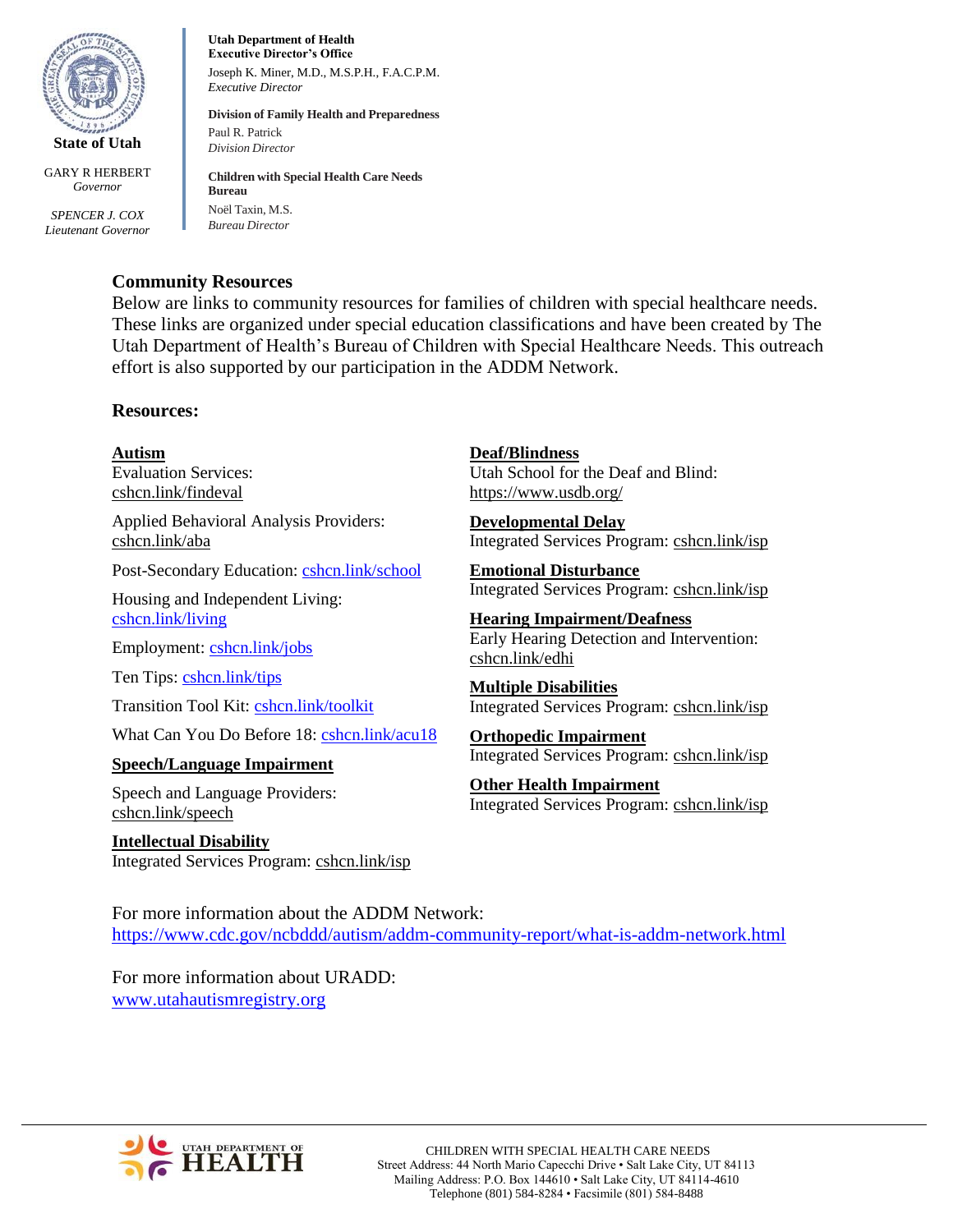State of Utah

GARY R HERBERT
*Governor*

*SPENCER J. COX*
*Lieutenant Governor*

**Utah Department of Health**
**Executive Director's Office**
Joseph K. Miner, M.D., M.S.P.H., F.A.C.P.M.
*Executive Director*

**Division of Family Health and Preparedness**
Paul R. Patrick
*Division Director*

**Children with Special Health Care Needs Bureau**
Noël Taxin, M.S.
*Bureau Director*

## Community Resources

Below are links to community resources for families of children with special healthcare needs. These links are organized under special education classifications and have been created by The Utah Department of Health's Bureau of Children with Special Healthcare Needs. This outreach effort is also supported by our participation in the ADDM Network.

### Resources:

**Autism**

Evaluation Services: cshcn.link/findeval

Applied Behavioral Analysis Providers: cshcn.link/aba

Post-Secondary Education: cshcn.link/school

Housing and Independent Living: cshcn.link/living

Employment: cshcn.link/jobs

Ten Tips: cshcn.link/tips

Transition Tool Kit: cshcn.link/toolkit

What Can You Do Before 18: cshcn.link/acu18

**Speech/Language Impairment**

Speech and Language Providers: cshcn.link/speech

**Intellectual Disability**

Integrated Services Program: cshcn.link/isp

**Deaf/Blindness**

Utah School for the Deaf and Blind: https://www.usdb.org/

**Developmental Delay**

Integrated Services Program: cshcn.link/isp

**Emotional Disturbance**

Integrated Services Program: cshcn.link/isp

**Hearing Impairment/Deafness**

Early Hearing Detection and Intervention: cshcn.link/edhi

**Multiple Disabilities**

Integrated Services Program: cshcn.link/isp

**Orthopedic Impairment**

Integrated Services Program: cshcn.link/isp

**Other Health Impairment**

Integrated Services Program: cshcn.link/isp

For more information about the ADDM Network:
https://www.cdc.gov/ncbddd/autism/addm-community-report/what-is-addm-network.html

For more information about URADD:
www.utahautismregistry.org

UTAH DEPARTMENT OF HEALTH

CHILDREN WITH SPECIAL HEALTH CARE NEEDS
Street Address: 44 North Mario Capecchi Drive • Salt Lake City, UT 84113
Mailing Address: P.O. Box 144610 • Salt Lake City, UT 84114-4610
Telephone (801) 584-8284 • Facsimile (801) 584-8488